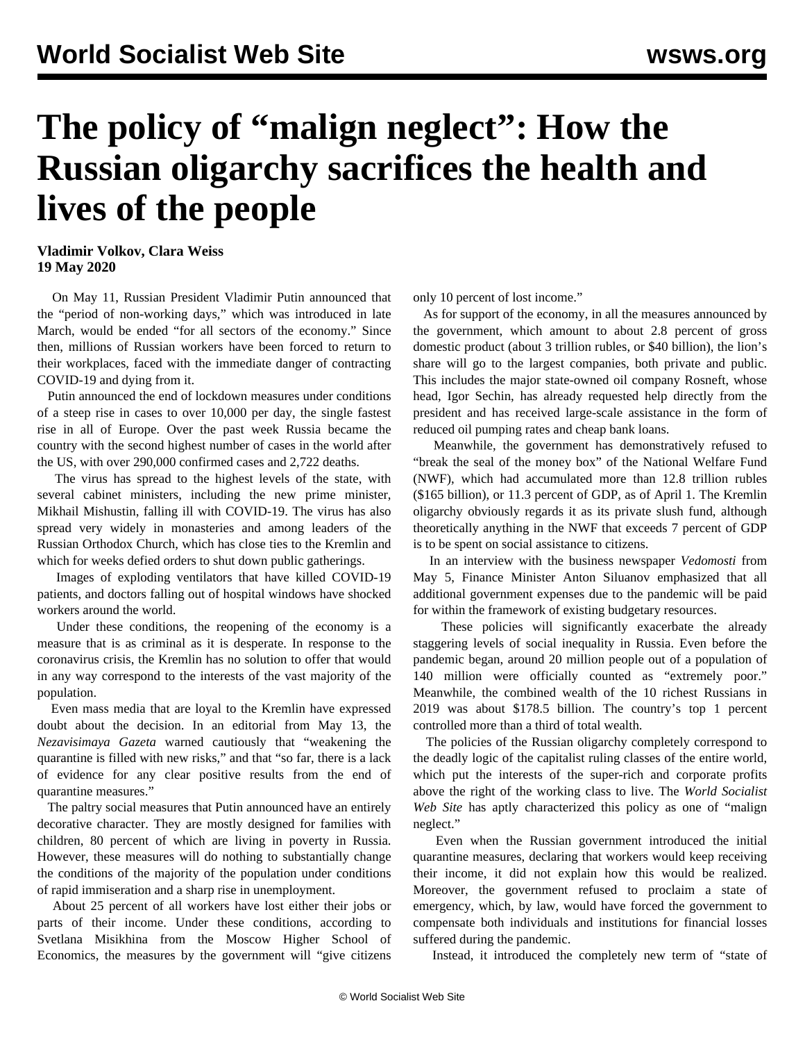# The policy of "malign neglect": How the Russian oligarchy sacrifices the health and lives of the people

**Vladimir Volkov, Clara Weiss**
**19 May 2020**

On May 11, Russian President Vladimir Putin announced that the "period of non-working days," which was introduced in late March, would be ended "for all sectors of the economy." Since then, millions of Russian workers have been forced to return to their workplaces, faced with the immediate danger of contracting COVID-19 and dying from it.

Putin announced the end of lockdown measures under conditions of a steep rise in cases to over 10,000 per day, the single fastest rise in all of Europe. Over the past week Russia became the country with the second highest number of cases in the world after the US, with over 290,000 confirmed cases and 2,722 deaths.

The virus has spread to the highest levels of the state, with several cabinet ministers, including the new prime minister, Mikhail Mishustin, falling ill with COVID-19. The virus has also spread very widely in monasteries and among leaders of the Russian Orthodox Church, which has close ties to the Kremlin and which for weeks defied orders to shut down public gatherings.

Images of exploding ventilators that have killed COVID-19 patients, and doctors falling out of hospital windows have shocked workers around the world.

Under these conditions, the reopening of the economy is a measure that is as criminal as it is desperate. In response to the coronavirus crisis, the Kremlin has no solution to offer that would in any way correspond to the interests of the vast majority of the population.

Even mass media that are loyal to the Kremlin have expressed doubt about the decision. In an editorial from May 13, the *Nezavisimaya Gazeta* warned cautiously that "weakening the quarantine is filled with new risks," and that "so far, there is a lack of evidence for any clear positive results from the end of quarantine measures."

The paltry social measures that Putin announced have an entirely decorative character. They are mostly designed for families with children, 80 percent of which are living in poverty in Russia. However, these measures will do nothing to substantially change the conditions of the majority of the population under conditions of rapid immiseration and a sharp rise in unemployment.

About 25 percent of all workers have lost either their jobs or parts of their income. Under these conditions, according to Svetlana Misikhina from the Moscow Higher School of Economics, the measures by the government will "give citizens only 10 percent of lost income."

As for support of the economy, in all the measures announced by the government, which amount to about 2.8 percent of gross domestic product (about 3 trillion rubles, or $40 billion), the lion's share will go to the largest companies, both private and public. This includes the major state-owned oil company Rosneft, whose head, Igor Sechin, has already requested help directly from the president and has received large-scale assistance in the form of reduced oil pumping rates and cheap bank loans.

Meanwhile, the government has demonstratively refused to "break the seal of the money box" of the National Welfare Fund (NWF), which had accumulated more than 12.8 trillion rubles ($165 billion), or 11.3 percent of GDP, as of April 1. The Kremlin oligarchy obviously regards it as its private slush fund, although theoretically anything in the NWF that exceeds 7 percent of GDP is to be spent on social assistance to citizens.

In an interview with the business newspaper *Vedomosti* from May 5, Finance Minister Anton Siluanov emphasized that all additional government expenses due to the pandemic will be paid for within the framework of existing budgetary resources.

These policies will significantly exacerbate the already staggering levels of social inequality in Russia. Even before the pandemic began, around 20 million people out of a population of 140 million were officially counted as "extremely poor." Meanwhile, the combined wealth of the 10 richest Russians in 2019 was about $178.5 billion. The country's top 1 percent controlled more than a third of total wealth.

The policies of the Russian oligarchy completely correspond to the deadly logic of the capitalist ruling classes of the entire world, which put the interests of the super-rich and corporate profits above the right of the working class to live. The *World Socialist Web Site* has aptly characterized this policy as one of "malign neglect."

Even when the Russian government introduced the initial quarantine measures, declaring that workers would keep receiving their income, it did not explain how this would be realized. Moreover, the government refused to proclaim a state of emergency, which, by law, would have forced the government to compensate both individuals and institutions for financial losses suffered during the pandemic.

Instead, it introduced the completely new term of "state of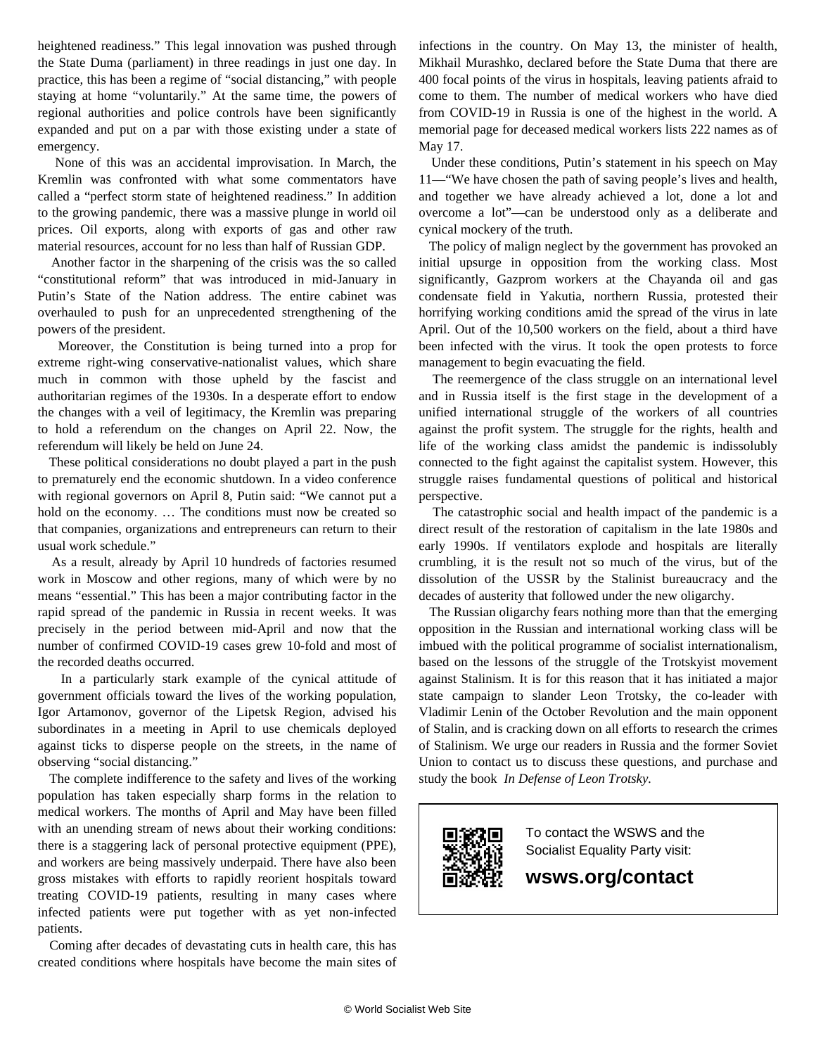heightened readiness." This legal innovation was pushed through the State Duma (parliament) in three readings in just one day. In practice, this has been a regime of "social distancing," with people staying at home "voluntarily." At the same time, the powers of regional authorities and police controls have been significantly expanded and put on a par with those existing under a state of emergency.

None of this was an accidental improvisation. In March, the Kremlin was confronted with what some commentators have called a "perfect storm state of heightened readiness." In addition to the growing pandemic, there was a massive plunge in world oil prices. Oil exports, along with exports of gas and other raw material resources, account for no less than half of Russian GDP.

Another factor in the sharpening of the crisis was the so called "constitutional reform" that was introduced in mid-January in Putin's State of the Nation address. The entire cabinet was overhauled to push for an unprecedented strengthening of the powers of the president.

Moreover, the Constitution is being turned into a prop for extreme right-wing conservative-nationalist values, which share much in common with those upheld by the fascist and authoritarian regimes of the 1930s. In a desperate effort to endow the changes with a veil of legitimacy, the Kremlin was preparing to hold a referendum on the changes on April 22. Now, the referendum will likely be held on June 24.

These political considerations no doubt played a part in the push to prematurely end the economic shutdown. In a video conference with regional governors on April 8, Putin said: "We cannot put a hold on the economy. … The conditions must now be created so that companies, organizations and entrepreneurs can return to their usual work schedule."

As a result, already by April 10 hundreds of factories resumed work in Moscow and other regions, many of which were by no means "essential." This has been a major contributing factor in the rapid spread of the pandemic in Russia in recent weeks. It was precisely in the period between mid-April and now that the number of confirmed COVID-19 cases grew 10-fold and most of the recorded deaths occurred.

In a particularly stark example of the cynical attitude of government officials toward the lives of the working population, Igor Artamonov, governor of the Lipetsk Region, advised his subordinates in a meeting in April to use chemicals deployed against ticks to disperse people on the streets, in the name of observing "social distancing."

The complete indifference to the safety and lives of the working population has taken especially sharp forms in the relation to medical workers. The months of April and May have been filled with an unending stream of news about their working conditions: there is a staggering lack of personal protective equipment (PPE), and workers are being massively underpaid. There have also been gross mistakes with efforts to rapidly reorient hospitals toward treating COVID-19 patients, resulting in many cases where infected patients were put together with as yet non-infected patients.

Coming after decades of devastating cuts in health care, this has created conditions where hospitals have become the main sites of infections in the country. On May 13, the minister of health, Mikhail Murashko, declared before the State Duma that there are 400 focal points of the virus in hospitals, leaving patients afraid to come to them. The number of medical workers who have died from COVID-19 in Russia is one of the highest in the world. A memorial page for deceased medical workers lists 222 names as of May 17.

Under these conditions, Putin's statement in his speech on May 11—"We have chosen the path of saving people's lives and health, and together we have already achieved a lot, done a lot and overcome a lot"—can be understood only as a deliberate and cynical mockery of the truth.

The policy of malign neglect by the government has provoked an initial upsurge in opposition from the working class. Most significantly, Gazprom workers at the Chayanda oil and gas condensate field in Yakutia, northern Russia, protested their horrifying working conditions amid the spread of the virus in late April. Out of the 10,500 workers on the field, about a third have been infected with the virus. It took the open protests to force management to begin evacuating the field.

The reemergence of the class struggle on an international level and in Russia itself is the first stage in the development of a unified international struggle of the workers of all countries against the profit system. The struggle for the rights, health and life of the working class amidst the pandemic is indissolubly connected to the fight against the capitalist system. However, this struggle raises fundamental questions of political and historical perspective.

The catastrophic social and health impact of the pandemic is a direct result of the restoration of capitalism in the late 1980s and early 1990s. If ventilators explode and hospitals are literally crumbling, it is the result not so much of the virus, but of the dissolution of the USSR by the Stalinist bureaucracy and the decades of austerity that followed under the new oligarchy.

The Russian oligarchy fears nothing more than that the emerging opposition in the Russian and international working class will be imbued with the political programme of socialist internationalism, based on the lessons of the struggle of the Trotskyist movement against Stalinism. It is for this reason that it has initiated a major state campaign to slander Leon Trotsky, the co-leader with Vladimir Lenin of the October Revolution and the main opponent of Stalin, and is cracking down on all efforts to research the crimes of Stalinism. We urge our readers in Russia and the former Soviet Union to contact us to discuss these questions, and purchase and study the book *In Defense of Leon Trotsky.*

To contact the WSWS and the Socialist Equality Party visit:

**wsws.org/contact**